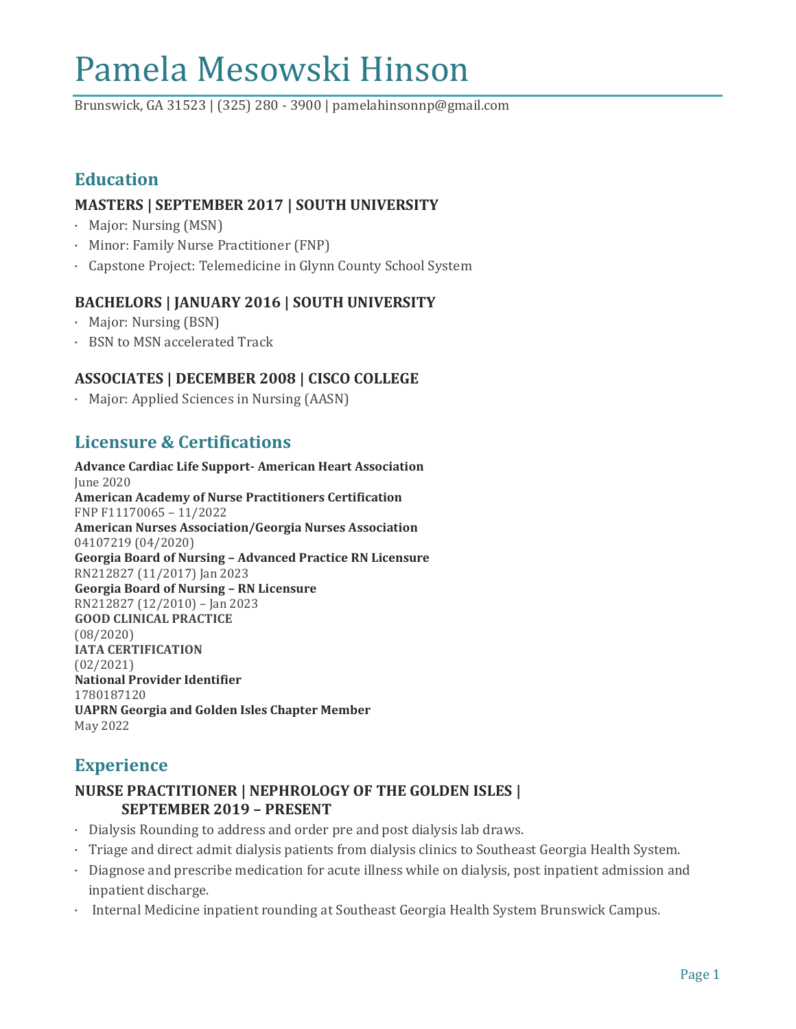# Pamela Mesowski Hinson

Brunswick, GA 31523 | (325) 280 - 3900 | pamelahinsonnp@gmail.com

## Education

### MASTERS | SEPTEMBER 2017 | SOUTH UNIVERSITY

- Major: Nursing (MSN)
- Minor: Family Nurse Practitioner (FNP)
- Capstone Project: Telemedicine in Glynn County School System

### BACHELORS | JANUARY 2016 | SOUTH UNIVERSITY

- Major: Nursing (BSN)
- BSN to MSN accelerated Track

### ASSOCIATES | DECEMBER 2008 | CISCO COLLEGE

- Major: Applied Sciences in Nursing (AASN)

## Licensure & Certifications

**Advance Cardiac Life Support- American Heart Association**
June 2020
**American Academy of Nurse Practitioners Certification**
FNP F11170065 – 11/2022
**American Nurses Association/Georgia Nurses Association**
04107219 (04/2020)
**Georgia Board of Nursing – Advanced Practice RN Licensure**
RN212827 (11/2017) Jan 2023
**Georgia Board of Nursing – RN Licensure**
RN212827 (12/2010) – Jan 2023
**GOOD CLINICAL PRACTICE**
(08/2020)
**IATA CERTIFICATION**
(02/2021)
**National Provider Identifier**
1780187120
**UAPRN Georgia and Golden Isles Chapter Member**
May 2022

## Experience

### NURSE PRACTITIONER | NEPHROLOGY OF THE GOLDEN ISLES | SEPTEMBER 2019 – PRESENT

- Dialysis Rounding to address and order pre and post dialysis lab draws.
- Triage and direct admit dialysis patients from dialysis clinics to Southeast Georgia Health System.
- Diagnose and prescribe medication for acute illness while on dialysis, post inpatient admission and inpatient discharge.
- Internal Medicine inpatient rounding at Southeast Georgia Health System Brunswick Campus.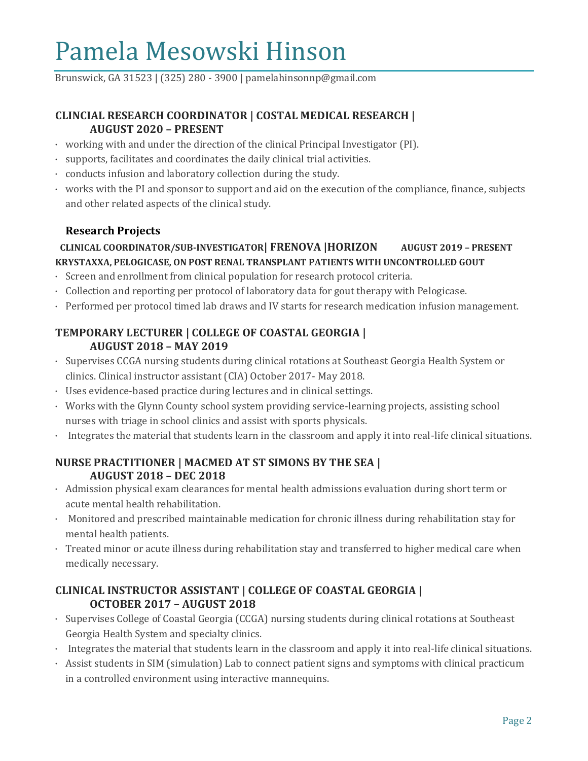# Pamela Mesowski Hinson

Brunswick, GA 31523 | (325) 280 - 3900 | pamelahinsonnp@gmail.com

### CLINCIAL RESEARCH COORDINATOR | COSTAL MEDICAL RESEARCH | AUGUST 2020 – PRESENT

- working with and under the direction of the clinical Principal Investigator (PI).
- supports, facilitates and coordinates the daily clinical trial activities.
- conducts infusion and laboratory collection during the study.
- works with the PI and sponsor to support and aid on the execution of the compliance, finance, subjects and other related aspects of the clinical study.

#### Research Projects

**CLINICAL COORDINATOR/SUB-INVESTIGATOR| FRENOVA |HORIZON AUGUST 2019 – PRESENT**
**KRYSTAXXA, PELOGICASE, ON POST RENAL TRANSPLANT PATIENTS WITH UNCONTROLLED GOUT**

- Screen and enrollment from clinical population for research protocol criteria.
- Collection and reporting per protocol of laboratory data for gout therapy with Pelogicase.
- Performed per protocol timed lab draws and IV starts for research medication infusion management.

### TEMPORARY LECTURER | COLLEGE OF COASTAL GEORGIA | AUGUST 2018 – MAY 2019

- Supervises CCGA nursing students during clinical rotations at Southeast Georgia Health System or clinics. Clinical instructor assistant (CIA) October 2017- May 2018.
- Uses evidence-based practice during lectures and in clinical settings.
- Works with the Glynn County school system providing service-learning projects, assisting school nurses with triage in school clinics and assist with sports physicals.
- Integrates the material that students learn in the classroom and apply it into real-life clinical situations.

### NURSE PRACTITIONER | MACMED AT ST SIMONS BY THE SEA | AUGUST 2018 – DEC 2018

- Admission physical exam clearances for mental health admissions evaluation during short term or acute mental health rehabilitation.
- Monitored and prescribed maintainable medication for chronic illness during rehabilitation stay for mental health patients.
- Treated minor or acute illness during rehabilitation stay and transferred to higher medical care when medically necessary.

### CLINICAL INSTRUCTOR ASSISTANT | COLLEGE OF COASTAL GEORGIA | OCTOBER 2017 – AUGUST 2018

- Supervises College of Coastal Georgia (CCGA) nursing students during clinical rotations at Southeast Georgia Health System and specialty clinics.
- Integrates the material that students learn in the classroom and apply it into real-life clinical situations.
- Assist students in SIM (simulation) Lab to connect patient signs and symptoms with clinical practicum in a controlled environment using interactive mannequins.